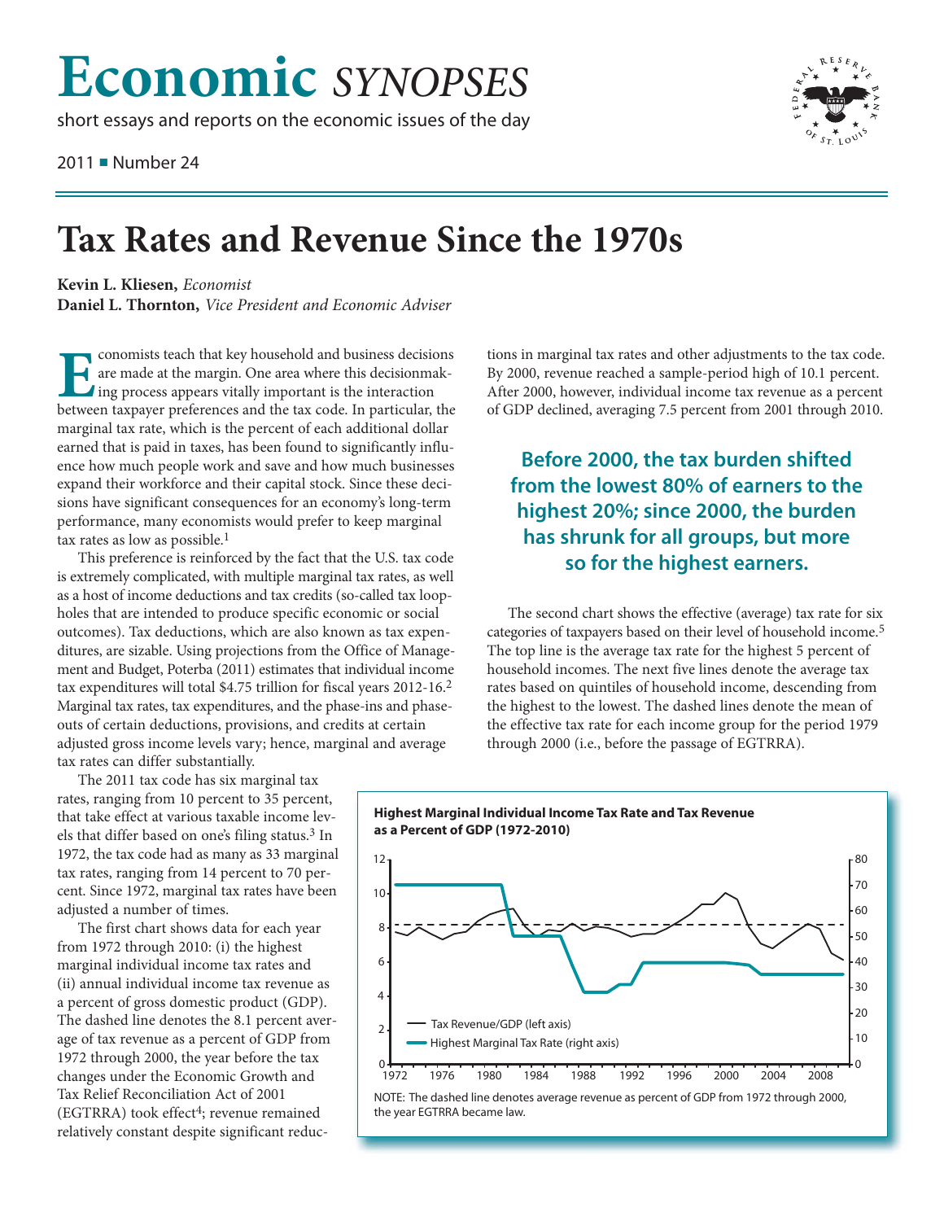# Economic SYNOPSES

short essays and reports on the economic issues of the day

2011 ■ Number 24

# Tax Rates and Revenue Since the 1970s

**Kevin L. Kliesen,** *Economist*
**Daniel L. Thornton,** *Vice President and Economic Adviser*

Economists teach that key household and business decisions are made at the margin. One area where this decisionmaking process appears vitally important is the interaction between taxpayer preferences and the tax code. In particular, the marginal tax rate, which is the percent of each additional dollar earned that is paid in taxes, has been found to significantly influence how much people work and save and how much businesses expand their workforce and their capital stock. Since these decisions have significant consequences for an economy's long-term performance, many economists would prefer to keep marginal tax rates as low as possible.[1]

This preference is reinforced by the fact that the U.S. tax code is extremely complicated, with multiple marginal tax rates, as well as a host of income deductions and tax credits (so-called tax loopholes that are intended to produce specific economic or social outcomes). Tax deductions, which are also known as tax expenditures, are sizable. Using projections from the Office of Management and Budget, Poterba (2011) estimates that individual income tax expenditures will total $4.75 trillion for fiscal years 2012-16.[2] Marginal tax rates, tax expenditures, and the phase-ins and phase-outs of certain deductions, provisions, and credits at certain adjusted gross income levels vary; hence, marginal and average tax rates can differ substantially.

The 2011 tax code has six marginal tax rates, ranging from 10 percent to 35 percent, that take effect at various taxable income levels that differ based on one's filing status.[3] In 1972, the tax code had as many as 33 marginal tax rates, ranging from 14 percent to 70 percent. Since 1972, marginal tax rates have been adjusted a number of times.

The first chart shows data for each year from 1972 through 2010: (i) the highest marginal individual income tax rates and (ii) annual individual income tax revenue as a percent of gross domestic product (GDP). The dashed line denotes the 8.1 percent average of tax revenue as a percent of GDP from 1972 through 2000, the year before the tax changes under the Economic Growth and Tax Relief Reconciliation Act of 2001 (EGTRRA) took effect[4]; revenue remained relatively constant despite significant reductions in marginal tax rates and other adjustments to the tax code. By 2000, revenue reached a sample-period high of 10.1 percent. After 2000, however, individual income tax revenue as a percent of GDP declined, averaging 7.5 percent from 2001 through 2010.

**Before 2000, the tax burden shifted from the lowest 80% of earners to the highest 20%; since 2000, the burden has shrunk for all groups, but more so for the highest earners.**

The second chart shows the effective (average) tax rate for six categories of taxpayers based on their level of household income.[5] The top line is the average tax rate for the highest 5 percent of household incomes. The next five lines denote the average tax rates based on quintiles of household income, descending from the highest to the lowest. The dashed lines denote the mean of the effective tax rate for each income group for the period 1979 through 2000 (i.e., before the passage of EGTRRA).

**Highest Marginal Individual Income Tax Rate and Tax Revenue as a Percent of GDP (1972-2010)**

NOTE: The dashed line denotes average revenue as percent of GDP from 1972 through 2000, the year EGTRRA became law.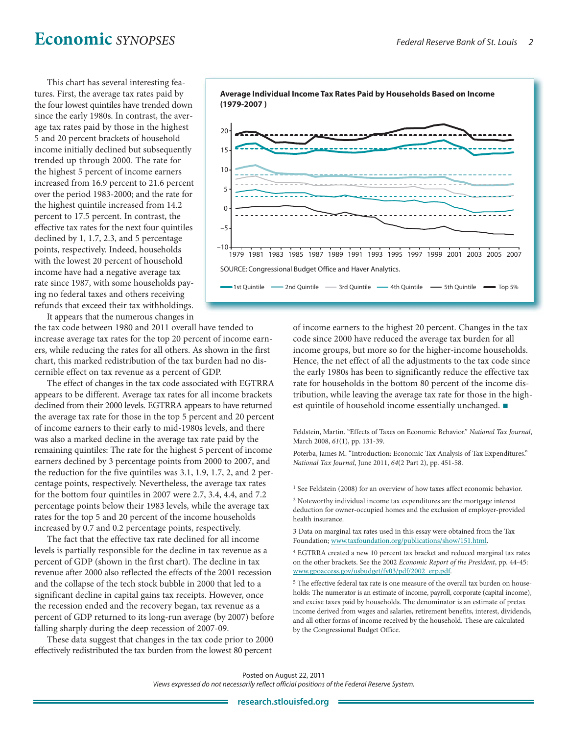This chart has several interesting features. First, the average tax rates paid by the four lowest quintiles have trended down since the early 1980s. In contrast, the average tax rates paid by those in the highest 5 and 20 percent brackets of household income initially declined but subsequently trended up through 2000. The rate for the highest 5 percent of income earners increased from 16.9 percent to 21.6 percent over the period 1983-2000; and the rate for the highest quintile increased from 14.2 percent to 17.5 percent. In contrast, the effective tax rates for the next four quintiles declined by 1, 1.7, 2.3, and 5 percentage points, respectively. Indeed, households with the lowest 20 percent of household income have had a negative average tax rate since 1987, with some households paying no federal taxes and others receiving refunds that exceed their tax withholdings.

**Average Individual Income Tax Rates Paid by Households Based on Income (1979-2007 )**

20
15
10
5
0
−5
−10
1979 1981 1983 1985 1987 1989 1991 1993 1995 1997 1999 2001 2003 2005 2007

SOURCE: Congressional Budget Office and Haver Analytics.

1st Quintile
2nd Quintile
3rd Quintile
4th Quintile
5th Quintile
Top 5%

It appears that the numerous changes in the tax code between 1980 and 2011 overall have tended to increase average tax rates for the top 20 percent of income earners, while reducing the rates for all others. As shown in the first chart, this marked redistribution of the tax burden had no discernible effect on tax revenue as a percent of GDP.

The effect of changes in the tax code associated with EGTRRA appears to be different. Average tax rates for all income brackets declined from their 2000 levels. EGTRRA appears to have returned the average tax rate for those in the top 5 percent and 20 percent of income earners to their early to mid-1980s levels, and there was also a marked decline in the average tax rate paid by the remaining quintiles: The rate for the highest 5 percent of income earners declined by 3 percentage points from 2000 to 2007, and the reduction for the five quintiles was 3.1, 1.9, 1.7, 2, and 2 percentage points, respectively. Nevertheless, the average tax rates for the bottom four quintiles in 2007 were 2.7, 3.4, 4.4, and 7.2 percentage points below their 1983 levels, while the average tax rates for the top 5 and 20 percent of the income households increased by 0.7 and 0.2 percentage points, respectively.

The fact that the effective tax rate declined for all income levels is partially responsible for the decline in tax revenue as a percent of GDP (shown in the first chart). The decline in tax revenue after 2000 also reflected the effects of the 2001 recession and the collapse of the tech stock bubble in 2000 that led to a significant decline in capital gains tax receipts. However, once the recession ended and the recovery began, tax revenue as a percent of GDP returned to its long-run average (by 2007) before falling sharply during the deep recession of 2007-09.

These data suggest that changes in the tax code prior to 2000 effectively redistributed the tax burden from the lowest 80 percent of income earners to the highest 20 percent. Changes in the tax code since 2000 have reduced the average tax burden for all income groups, but more so for the higher-income households. Hence, the net effect of all the adjustments to the tax code since the early 1980s has been to significantly reduce the effective tax rate for households in the bottom 80 percent of the income distribution, while leaving the average tax rate for those in the highest quintile of household income essentially unchanged. ■

Feldstein, Martin. "Effects of Taxes on Economic Behavior." *National Tax Journal*, March 2008, *61*(1), pp. 131-39.

Poterba, James M. "Introduction: Economic Tax Analysis of Tax Expenditures." *National Tax Journal*, June 2011, *64*(2 Part 2), pp. 451-58.

[1] See Feldstein (2008) for an overview of how taxes affect economic behavior.

[2] Noteworthy individual income tax expenditures are the mortgage interest deduction for owner-occupied homes and the exclusion of employer-provided health insurance.

[3] Data on marginal tax rates used in this essay were obtained from the Tax Foundation; www.taxfoundation.org/publications/show/151.html.

[4] EGTRRA created a new 10 percent tax bracket and reduced marginal tax rates on the other brackets. See the 2002 *Economic Report of the President*, pp. 44-45: www.gpoaccess.gov/usbudget/fy03/pdf/2002_erp.pdf.

[5] The effective federal tax rate is one measure of the overall tax burden on households: The numerator is an estimate of income, payroll, corporate (capital income), and excise taxes paid by households. The denominator is an estimate of pretax income derived from wages and salaries, retirement benefits, interest, dividends, and all other forms of income received by the household. These are calculated by the Congressional Budget Office.

Posted on August 22, 2011

*Views expressed do not necessarily reflect official positions of the Federal Reserve System.*